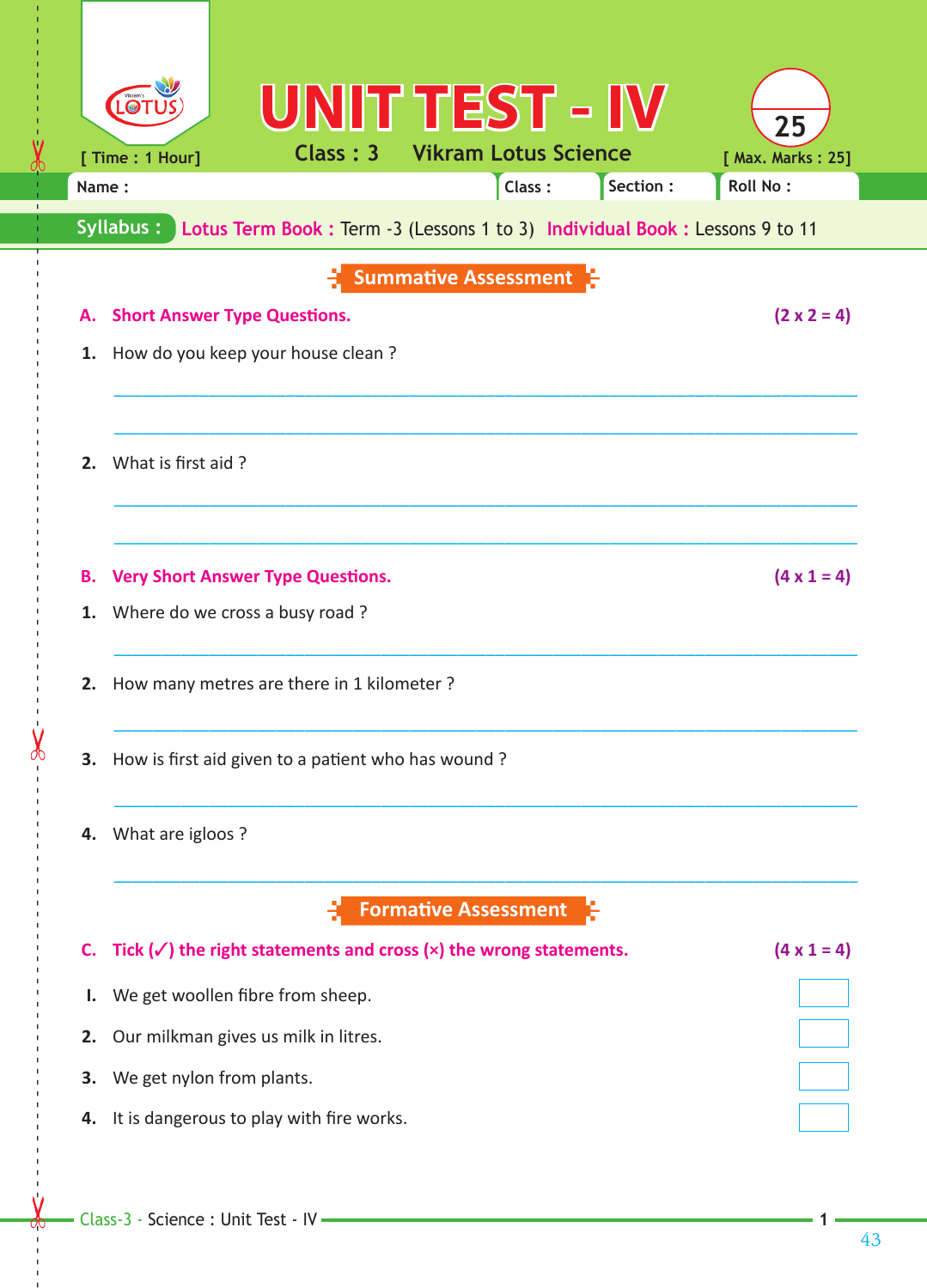# UNIT TEST - IV

**Class : 3** **Vikram Lotus Science**

[ Time : 1 Hour] [ Max. Marks : 25]

Name : Class : Section : Roll No :

**Syllabus :** Lotus Term Book : Term -3 (Lessons 1 to 3) Individual Book : Lessons 9 to 11

## Summative Assessment

**A. Short Answer Type Questions.** **(2 x 2 = 4)**

1. How do you keep your house clean ?

___________________________________________

___________________________________________

2. What is first aid ?

___________________________________________

___________________________________________

**B. Very Short Answer Type Questions.** **(4 x 1 = 4)**

1. Where do we cross a busy road ?

___________________________________________

2. How many metres are there in 1 kilometer ?

___________________________________________

3. How is first aid given to a patient who has wound ?

___________________________________________

4. What are igloos ?

___________________________________________

## Formative Assessment

**C. Tick (✓) the right statements and cross (×) the wrong statements.** **(4 x 1 = 4)**

1. We get woollen fibre from sheep. [ ]
2. Our milkman gives us milk in litres. [ ]
3. We get nylon from plants. [ ]
4. It is dangerous to play with fire works. [ ]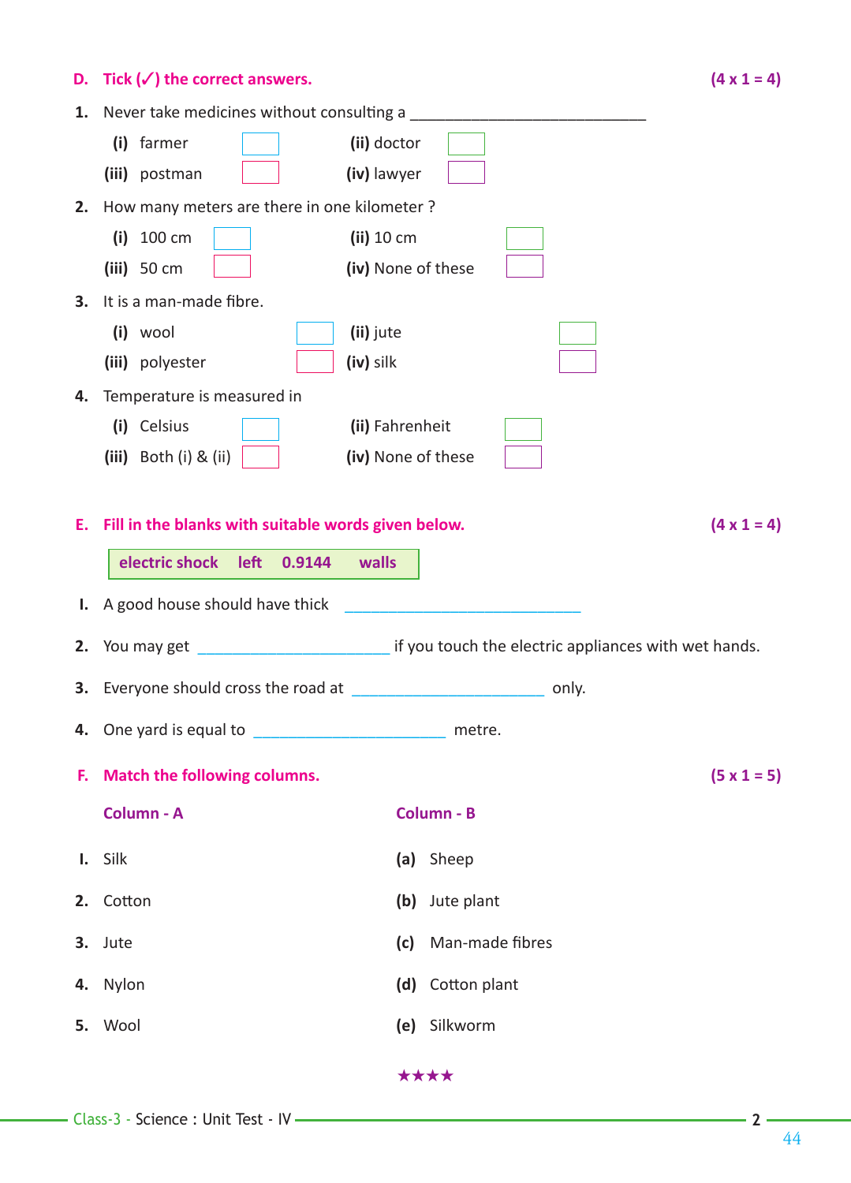## D. Tick (✓) the correct answers. (4 x 1 = 4)

1. Never take medicines without consulting a ____________________________

   (i) farmer ☐  (ii) doctor ☐

   (iii) postman ☐  (iv) lawyer ☐

2. How many meters are there in one kilometer ?

   (i) 100 cm ☐  (ii) 10 cm ☐

   (iii) 50 cm ☐  (iv) None of these ☐

3. It is a man-made fibre.

   (i) wool ☐  (ii) jute ☐

   (iii) polyester ☐  (iv) silk ☐

4. Temperature is measured in

   (i) Celsius ☐  (ii) Fahrenheit ☐

   (iii) Both (i) & (ii) ☐  (iv) None of these ☐

## E. Fill in the blanks with suitable words given below. (4 x 1 = 4)

**electric shock  left  0.9144  walls**

I. A good house should have thick ____________________________

2. You may get ______________________ if you touch the electric appliances with wet hands.

3. Everyone should cross the road at ______________________ only.

4. One yard is equal to ______________________ metre.

## F. Match the following columns. (5 x 1 = 5)

| Column - A | Column - B |
|---|---|
| I. Silk | (a) Sheep |
| 2. Cotton | (b) Jute plant |
| 3. Jute | (c) Man-made fibres |
| 4. Nylon | (d) Cotton plant |
| 5. Wool | (e) Silkworm |

★★★★